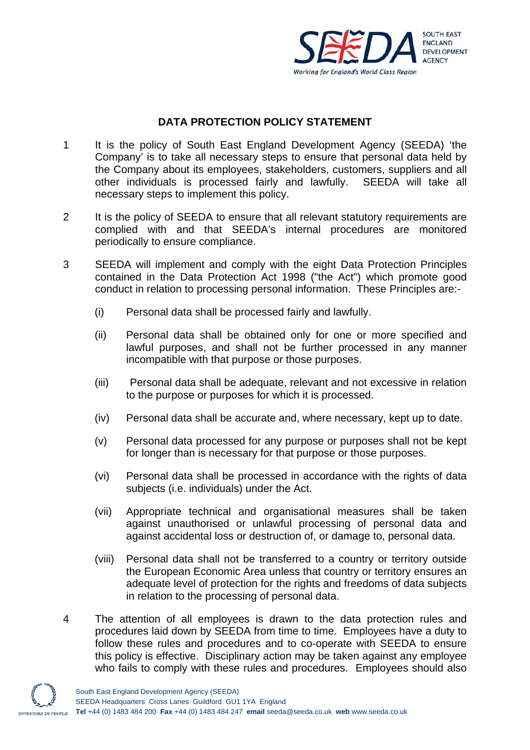# DATA PROTECTION POLICY STATEMENT

1. It is the policy of South East England Development Agency (SEEDA) 'the Company' is to take all necessary steps to ensure that personal data held by the Company about its employees, stakeholders, customers, suppliers and all other individuals is processed fairly and lawfully. SEEDA will take all necessary steps to implement this policy.

2. It is the policy of SEEDA to ensure that all relevant statutory requirements are complied with and that SEEDA's internal procedures are monitored periodically to ensure compliance.

3. SEEDA will implement and comply with the eight Data Protection Principles contained in the Data Protection Act 1998 ("the Act") which promote good conduct in relation to processing personal information. These Principles are:-

   (i) Personal data shall be processed fairly and lawfully.

   (ii) Personal data shall be obtained only for one or more specified and lawful purposes, and shall not be further processed in any manner incompatible with that purpose or those purposes.

   (iii) Personal data shall be adequate, relevant and not excessive in relation to the purpose or purposes for which it is processed.

   (iv) Personal data shall be accurate and, where necessary, kept up to date.

   (v) Personal data processed for any purpose or purposes shall not be kept for longer than is necessary for that purpose or those purposes.

   (vi) Personal data shall be processed in accordance with the rights of data subjects (i.e. individuals) under the Act.

   (vii) Appropriate technical and organisational measures shall be taken against unauthorised or unlawful processing of personal data and against accidental loss or destruction of, or damage to, personal data.

   (viii) Personal data shall not be transferred to a country or territory outside the European Economic Area unless that country or territory ensures an adequate level of protection for the rights and freedoms of data subjects in relation to the processing of personal data.

4. The attention of all employees is drawn to the data protection rules and procedures laid down by SEEDA from time to time. Employees have a duty to follow these rules and procedures and to co-operate with SEEDA to ensure this policy is effective. Disciplinary action may be taken against any employee who fails to comply with these rules and procedures. Employees should also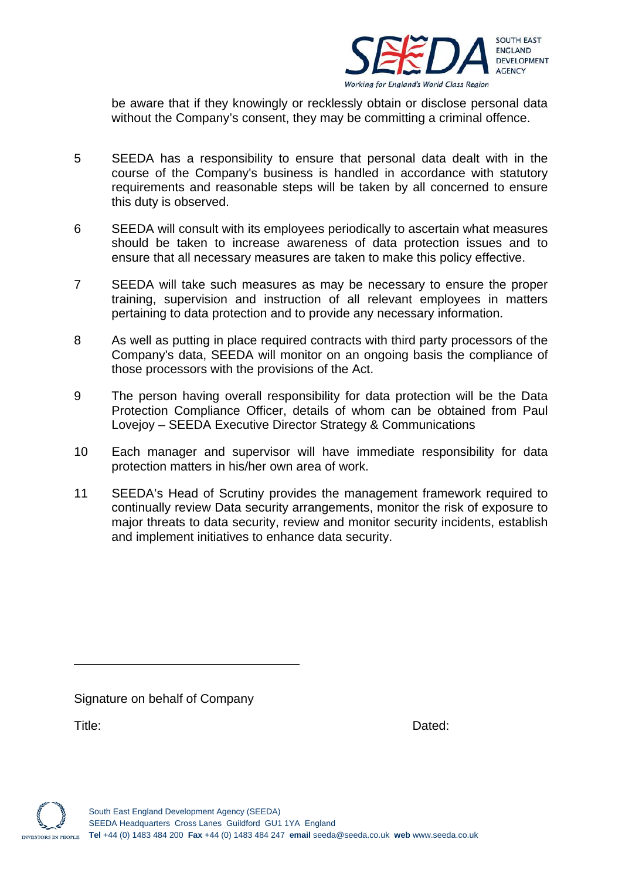be aware that if they knowingly or recklessly obtain or disclose personal data without the Company's consent, they may be committing a criminal offence.

5. SEEDA has a responsibility to ensure that personal data dealt with in the course of the Company's business is handled in accordance with statutory requirements and reasonable steps will be taken by all concerned to ensure this duty is observed.

6. SEEDA will consult with its employees periodically to ascertain what measures should be taken to increase awareness of data protection issues and to ensure that all necessary measures are taken to make this policy effective.

7. SEEDA will take such measures as may be necessary to ensure the proper training, supervision and instruction of all relevant employees in matters pertaining to data protection and to provide any necessary information.

8. As well as putting in place required contracts with third party processors of the Company's data, SEEDA will monitor on an ongoing basis the compliance of those processors with the provisions of the Act.

9. The person having overall responsibility for data protection will be the Data Protection Compliance Officer, details of whom can be obtained from Paul Lovejoy – SEEDA Executive Director Strategy & Communications

10. Each manager and supervisor will have immediate responsibility for data protection matters in his/her own area of work.

11. SEEDA's Head of Scrutiny provides the management framework required to continually review Data security arrangements, monitor the risk of exposure to major threats to data security, review and monitor security incidents, establish and implement initiatives to enhance data security.

\_\_\_\_\_\_\_\_\_\_\_\_\_\_\_\_\_\_\_\_\_\_\_\_\_\_\_\_\_\_\_\_\_\_

Signature on behalf of Company

Title: Dated: